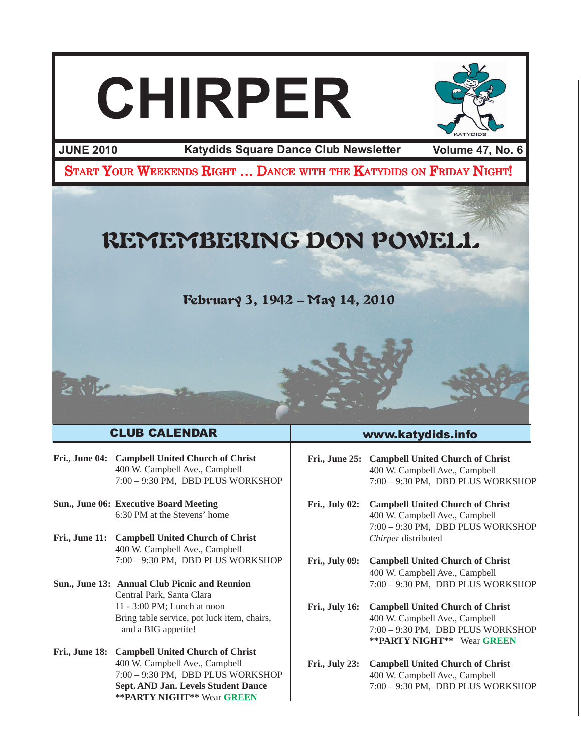# CHIRPER

**JUNE 2010** — **Katydids Square Dance Club Newsletter** — **Volume 47, No. 6**

START YOUR WEEKENDS RIGHT … DANCE WITH THE KATYDIDS ON FRIDAY NIGHT!

## REMEMBERING DON POWELL

February 3, 1942 – May 14, 2010

## CLUB CALENDAR

**www.katydids.info**

**Fri., June 04:** **Campbell United Church of Christ**
400 W. Campbell Ave., Campbell
7:00 – 9:30 PM, DBD PLUS WORKSHOP

**Sun., June 06:** **Executive Board Meeting**
6:30 PM at the Stevens' home

**Fri., June 11:** **Campbell United Church of Christ**
400 W. Campbell Ave., Campbell
7:00 – 9:30 PM, DBD PLUS WORKSHOP

**Sun., June 13:** **Annual Club Picnic and Reunion**
Central Park, Santa Clara
11 - 3:00 PM; Lunch at noon
Bring table service, pot luck item, chairs, and a BIG appetite!

**Fri., June 18:** **Campbell United Church of Christ**
400 W. Campbell Ave., Campbell
7:00 – 9:30 PM, DBD PLUS WORKSHOP
**Sept. AND Jan. Levels Student Dance**
**\*\*PARTY NIGHT\*\*** Wear **GREEN**

**Fri., June 25:** **Campbell United Church of Christ**
400 W. Campbell Ave., Campbell
7:00 – 9:30 PM, DBD PLUS WORKSHOP

**Fri., July 02:** **Campbell United Church of Christ**
400 W. Campbell Ave., Campbell
7:00 – 9:30 PM, DBD PLUS WORKSHOP
*Chirper* distributed

**Fri., July 09:** **Campbell United Church of Christ**
400 W. Campbell Ave., Campbell
7:00 – 9:30 PM, DBD PLUS WORKSHOP

**Fri., July 16:** **Campbell United Church of Christ**
400 W. Campbell Ave., Campbell
7:00 – 9:30 PM, DBD PLUS WORKSHOP
**\*\*PARTY NIGHT\*\*** Wear **GREEN**

**Fri., July 23:** **Campbell United Church of Christ**
400 W. Campbell Ave., Campbell
7:00 – 9:30 PM, DBD PLUS WORKSHOP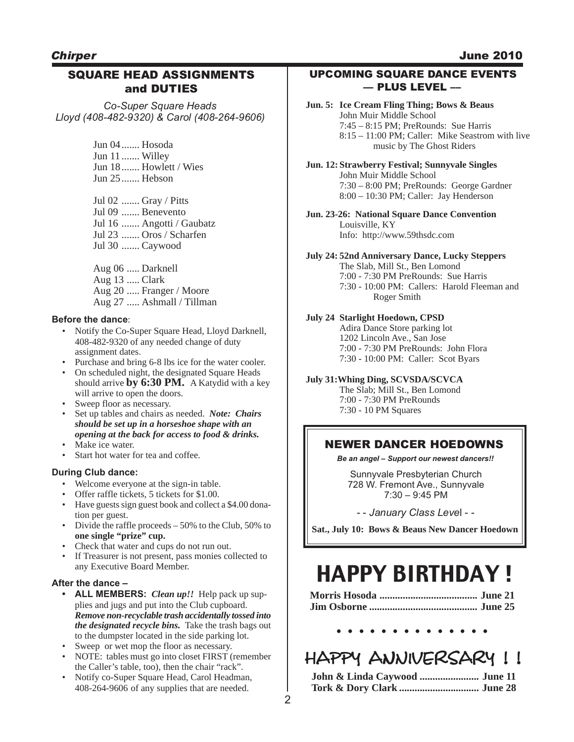## SQUARE HEAD ASSIGNMENTS and DUTIES

*Co-Super Square Heads*
*Lloyd (408-482-9320) & Carol (408-264-9606)*

Jun 04 ....... Hosoda
Jun 11 ....... Willey
Jun 18 ....... Howlett / Wies
Jun 25 ....... Hebson

Jul 02 ....... Gray / Pitts
Jul 09 ....... Benevento
Jul 16 ....... Angotti / Gaubatz
Jul 23 ....... Oros / Scharfen
Jul 30 ....... Caywood

Aug 06 ..... Darknell
Aug 13 ..... Clark
Aug 20 ..... Franger / Moore
Aug 27 ..... Ashmall / Tillman

**Before the dance**:

- Notify the Co-Super Square Head, Lloyd Darknell, 408-482-9320 of any needed change of duty assignment dates.
- Purchase and bring 6-8 lbs ice for the water cooler.
- On scheduled night, the designated Square Heads should arrive **by 6:30 PM.** A Katydid with a key will arrive to open the doors.
- Sweep floor as necessary.
- Set up tables and chairs as needed. ***Note: Chairs should be set up in a horseshoe shape with an opening at the back for access to food & drinks.***
- Make ice water.
- Start hot water for tea and coffee.

**During Club dance:**

- Welcome everyone at the sign-in table.
- Offer raffle tickets, 5 tickets for $1.00.
- Have guests sign guest book and collect a $4.00 donation per guest.
- Divide the raffle proceeds – 50% to the Club, 50% to **one single "prize" cup.**
- Check that water and cups do not run out.
- If Treasurer is not present, pass monies collected to any Executive Board Member.

**After the dance –**

- **ALL MEMBERS:** ***Clean up!!*** Help pack up supplies and jugs and put into the Club cupboard. ***Remove non-recyclable trash accidentally tossed into the designated recycle bins.*** Take the trash bags out to the dumpster located in the side parking lot.
- Sweep or wet mop the floor as necessary.
- NOTE: tables must go into closet FIRST (remember the Caller's table, too), then the chair "rack".
- Notify co-Super Square Head, Carol Headman, 408-264-9606 of any supplies that are needed.

## UPCOMING SQUARE DANCE EVENTS — PLUS LEVEL —

**Jun. 5: Ice Cream Fling Thing; Bows & Beaus**
John Muir Middle School
7:45 – 8:15 PM; PreRounds: Sue Harris
8:15 – 11:00 PM; Caller: Mike Seastrom with live music by The Ghost Riders

**Jun. 12: Strawberry Festival; Sunnyvale Singles**
John Muir Middle School
7:30 – 8:00 PM; PreRounds: George Gardner
8:00 – 10:30 PM; Caller: Jay Henderson

**Jun. 23-26: National Square Dance Convention**
Louisville, KY
Info: http://www.59thsdc.com

**July 24: 52nd Anniversary Dance, Lucky Steppers**
The Slab, Mill St., Ben Lomond
7:00 - 7:30 PM PreRounds: Sue Harris
7:30 - 10:00 PM: Callers: Harold Fleeman and Roger Smith

**July 24 Starlight Hoedown, CPSD**
Adira Dance Store parking lot
1202 Lincoln Ave., San Jose
7:00 - 7:30 PM PreRounds: John Flora
7:30 - 10:00 PM: Caller: Scot Byars

**July 31: Whing Ding, SCVSDA/SCVCA**
The Slab; Mill St., Ben Lomond
7:00 - 7:30 PM PreRounds
7:30 - 10 PM Squares

## NEWER DANCER HOEDOWNS

***Be an angel – Support our newest dancers!!***

Sunnyvale Presbyterian Church
728 W. Fremont Ave., Sunnyvale
7:30 – 9:45 PM

*- - January Class Level - -*

**Sat., July 10: Bows & Beaus New Dancer Hoedown**

# HAPPY BIRTHDAY !

**Morris Hosoda ...................................... June 21**
**Jim Osborne .......................................... June 25**

• • • • • • • • • • • • • •

# HAPPY ANNIVERSARY ! !

**John & Linda Caywood ....................... June 11**
**Tork & Dory Clark ............................... June 28**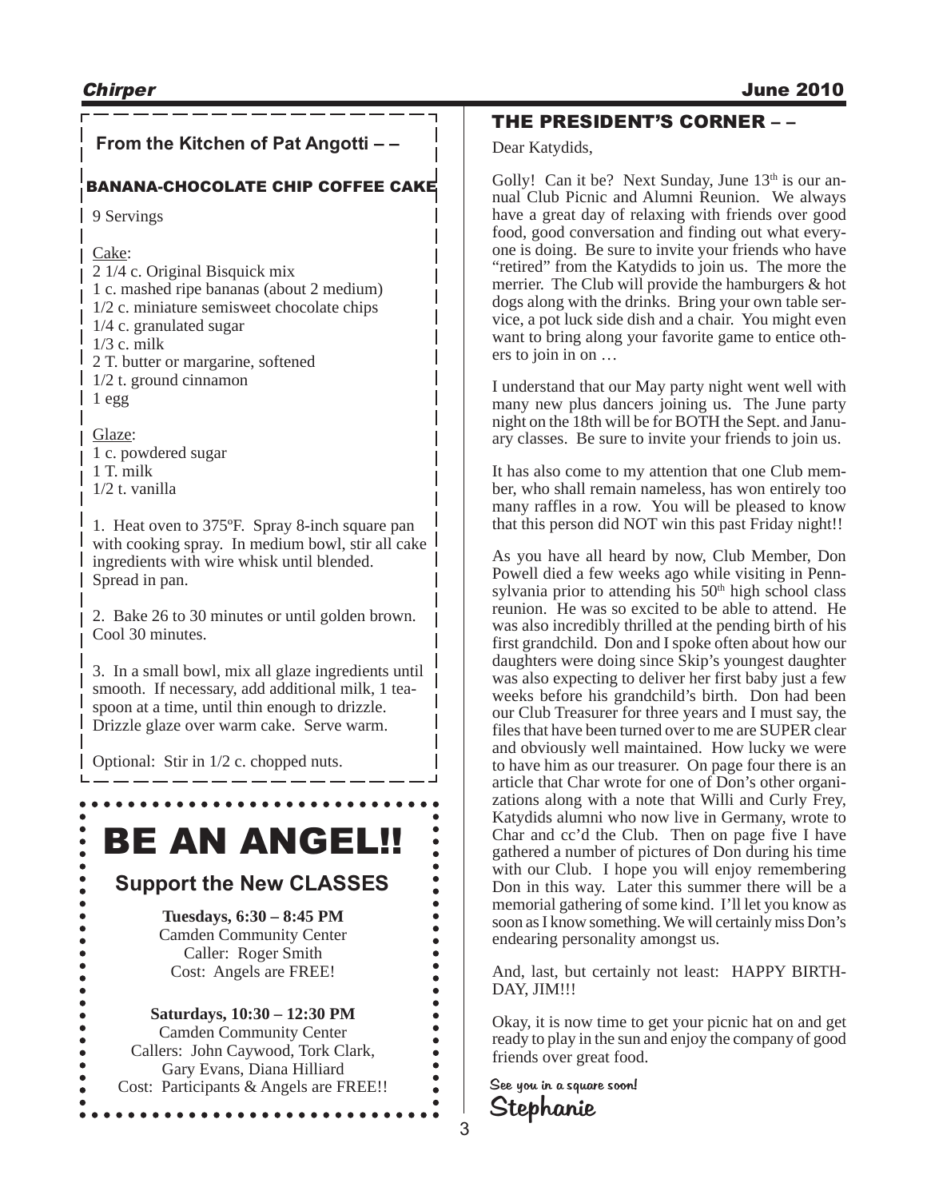## From the Kitchen of Pat Angotti – –

### BANANA-CHOCOLATE CHIP COFFEE CAKE

9 Servings

Cake:
2 1/4 c. Original Bisquick mix
1 c. mashed ripe bananas (about 2 medium)
1/2 c. miniature semisweet chocolate chips
1/4 c. granulated sugar
1/3 c. milk
2 T. butter or margarine, softened
1/2 t. ground cinnamon
1 egg

Glaze:
1 c. powdered sugar
1 T. milk
1/2 t. vanilla

1. Heat oven to 375ºF. Spray 8-inch square pan with cooking spray. In medium bowl, stir all cake ingredients with wire whisk until blended. Spread in pan.

2. Bake 26 to 30 minutes or until golden brown. Cool 30 minutes.

3. In a small bowl, mix all glaze ingredients until smooth. If necessary, add additional milk, 1 teaspoon at a time, until thin enough to drizzle. Drizzle glaze over warm cake. Serve warm.

Optional: Stir in 1/2 c. chopped nuts.

# BE AN ANGEL!!

## Support the New CLASSES

**Tuesdays, 6:30 – 8:45 PM**
Camden Community Center
Caller: Roger Smith
Cost: Angels are FREE!

**Saturdays, 10:30 – 12:30 PM**
Camden Community Center
Callers: John Caywood, Tork Clark, Gary Evans, Diana Hilliard
Cost: Participants & Angels are FREE!!

## THE PRESIDENT'S CORNER – –

Dear Katydids,

Golly! Can it be? Next Sunday, June 13th is our annual Club Picnic and Alumni Reunion. We always have a great day of relaxing with friends over good food, good conversation and finding out what everyone is doing. Be sure to invite your friends who have "retired" from the Katydids to join us. The more the merrier. The Club will provide the hamburgers & hot dogs along with the drinks. Bring your own table service, a pot luck side dish and a chair. You might even want to bring along your favorite game to entice others to join in on …

I understand that our May party night went well with many new plus dancers joining us. The June party night on the 18th will be for BOTH the Sept. and January classes. Be sure to invite your friends to join us.

It has also come to my attention that one Club member, who shall remain nameless, has won entirely too many raffles in a row. You will be pleased to know that this person did NOT win this past Friday night!!

As you have all heard by now, Club Member, Don Powell died a few weeks ago while visiting in Pennsylvania prior to attending his 50th high school class reunion. He was so excited to be able to attend. He was also incredibly thrilled at the pending birth of his first grandchild. Don and I spoke often about how our daughters were doing since Skip's youngest daughter was also expecting to deliver her first baby just a few weeks before his grandchild's birth. Don had been our Club Treasurer for three years and I must say, the files that have been turned over to me are SUPER clear and obviously well maintained. How lucky we were to have him as our treasurer. On page four there is an article that Char wrote for one of Don's other organizations along with a note that Willi and Curly Frey, Katydids alumni who now live in Germany, wrote to Char and cc'd the Club. Then on page five I have gathered a number of pictures of Don during his time with our Club. I hope you will enjoy remembering Don in this way. Later this summer there will be a memorial gathering of some kind. I'll let you know as soon as I know something. We will certainly miss Don's endearing personality amongst us.

And, last, but certainly not least: HAPPY BIRTHDAY, JIM!!!

Okay, it is now time to get your picnic hat on and get ready to play in the sun and enjoy the company of good friends over great food.

See you in a square soon!
Stephanie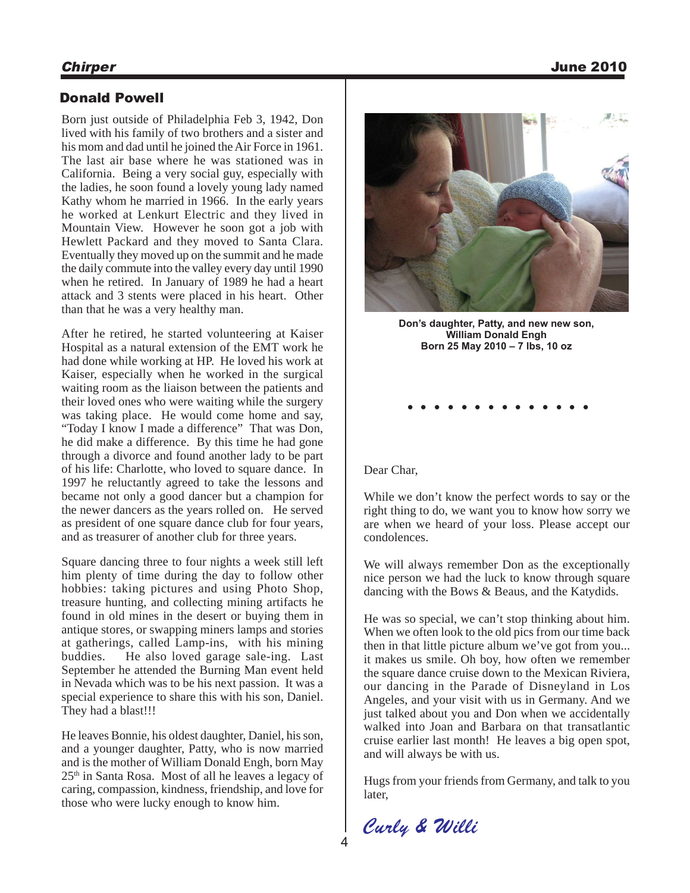## Donald Powell

Born just outside of Philadelphia Feb 3, 1942, Don lived with his family of two brothers and a sister and his mom and dad until he joined the Air Force in 1961. The last air base where he was stationed was in California. Being a very social guy, especially with the ladies, he soon found a lovely young lady named Kathy whom he married in 1966. In the early years he worked at Lenkurt Electric and they lived in Mountain View. However he soon got a job with Hewlett Packard and they moved to Santa Clara. Eventually they moved up on the summit and he made the daily commute into the valley every day until 1990 when he retired. In January of 1989 he had a heart attack and 3 stents were placed in his heart. Other than that he was a very healthy man.

After he retired, he started volunteering at Kaiser Hospital as a natural extension of the EMT work he had done while working at HP. He loved his work at Kaiser, especially when he worked in the surgical waiting room as the liaison between the patients and their loved ones who were waiting while the surgery was taking place. He would come home and say, "Today I know I made a difference" That was Don, he did make a difference. By this time he had gone through a divorce and found another lady to be part of his life: Charlotte, who loved to square dance. In 1997 he reluctantly agreed to take the lessons and became not only a good dancer but a champion for the newer dancers as the years rolled on. He served as president of one square dance club for four years, and as treasurer of another club for three years.

Square dancing three to four nights a week still left him plenty of time during the day to follow other hobbies: taking pictures and using Photo Shop, treasure hunting, and collecting mining artifacts he found in old mines in the desert or buying them in antique stores, or swapping miners lamps and stories at gatherings, called Lamp-ins, with his mining buddies. He also loved garage sale-ing. Last September he attended the Burning Man event held in Nevada which was to be his next passion. It was a special experience to share this with his son, Daniel. They had a blast!!!

He leaves Bonnie, his oldest daughter, Daniel, his son, and a younger daughter, Patty, who is now married and is the mother of William Donald Engh, born May 25th in Santa Rosa. Most of all he leaves a legacy of caring, compassion, kindness, friendship, and love for those who were lucky enough to know him.

**Don's daughter, Patty, and new new son, William Donald Engh**
**Born 25 May 2010 – 7 lbs, 10 oz**

• • • • • • • • • • • • • •

Dear Char,

While we don't know the perfect words to say or the right thing to do, we want you to know how sorry we are when we heard of your loss. Please accept our condolences.

We will always remember Don as the exceptionally nice person we had the luck to know through square dancing with the Bows & Beaus, and the Katydids.

He was so special, we can't stop thinking about him. When we often look to the old pics from our time back then in that little picture album we've got from you... it makes us smile. Oh boy, how often we remember the square dance cruise down to the Mexican Riviera, our dancing in the Parade of Disneyland in Los Angeles, and your visit with us in Germany. And we just talked about you and Don when we accidentally walked into Joan and Barbara on that transatlantic cruise earlier last month! He leaves a big open spot, and will always be with us.

Hugs from your friends from Germany, and talk to you later,

*Curly & Willi*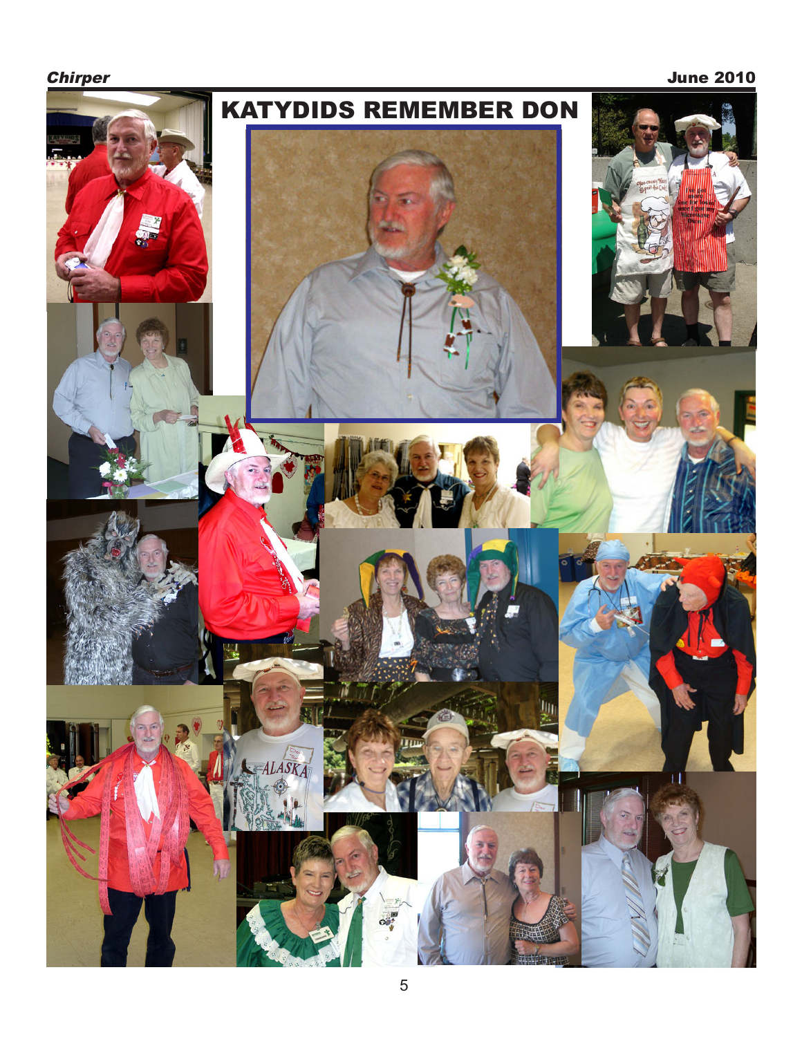# KATYDIDS REMEMBER DON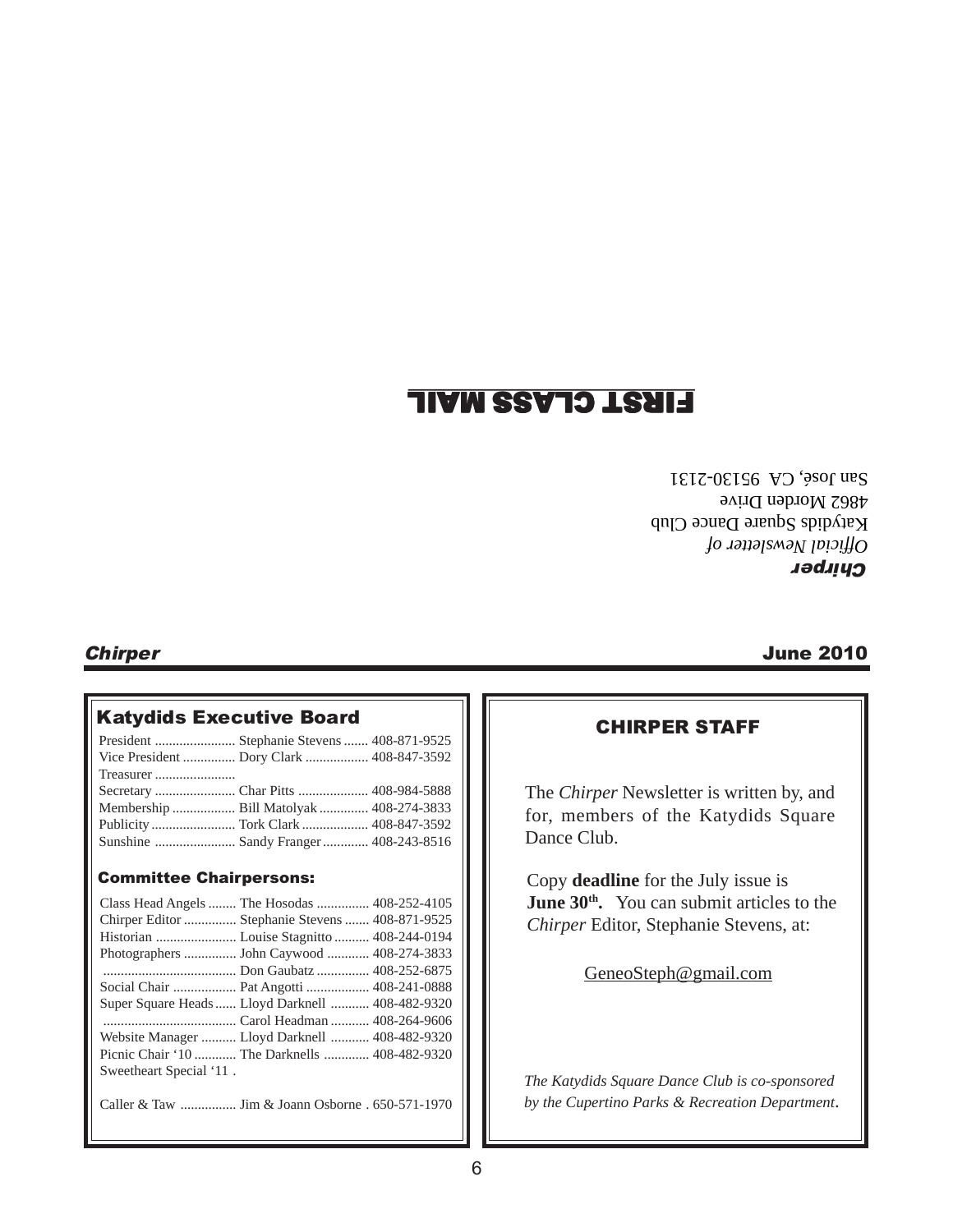FIRST CLASS MAIL

***Chirper***
*Official Newsletter of*
Katydids Square Dance Club
4862 Morden Drive
San José, CA 95130-2131

## Katydids Executive Board

| | | |
|---|---|---|
| President | Stephanie Stevens | 408-871-9525 |
| Vice President | Dory Clark | 408-847-3592 |
| Treasurer | | |
| Secretary | Char Pitts | 408-984-5888 |
| Membership | Bill Matolyak | 408-274-3833 |
| Publicity | Tork Clark | 408-847-3592 |
| Sunshine | Sandy Franger | 408-243-8516 |

### Committee Chairpersons:

| | | |
|---|---|---|
| Class Head Angels | The Hosodas | 408-252-4105 |
| Chirper Editor | Stephanie Stevens | 408-871-9525 |
| Historian | Louise Stagnitto | 408-244-0194 |
| Photographers | John Caywood | 408-274-3833 |
| | Don Gaubatz | 408-252-6875 |
| Social Chair | Pat Angotti | 408-241-0888 |
| Super Square Heads | Lloyd Darknell | 408-482-9320 |
| | Carol Headman | 408-264-9606 |
| Website Manager | Lloyd Darknell | 408-482-9320 |
| Picnic Chair '10 | The Darknells | 408-482-9320 |
| Sweetheart Special '11 | | |
| Caller & Taw | Jim & Joann Osborne | 650-571-1970 |

## CHIRPER STAFF

The *Chirper* Newsletter is written by, and for, members of the Katydids Square Dance Club.

Copy **deadline** for the July issue is **June 30th.** You can submit articles to the *Chirper* Editor, Stephanie Stevens, at:

GeneoSteph@gmail.com

*The Katydids Square Dance Club is co-sponsored by the Cupertino Parks & Recreation Department.*